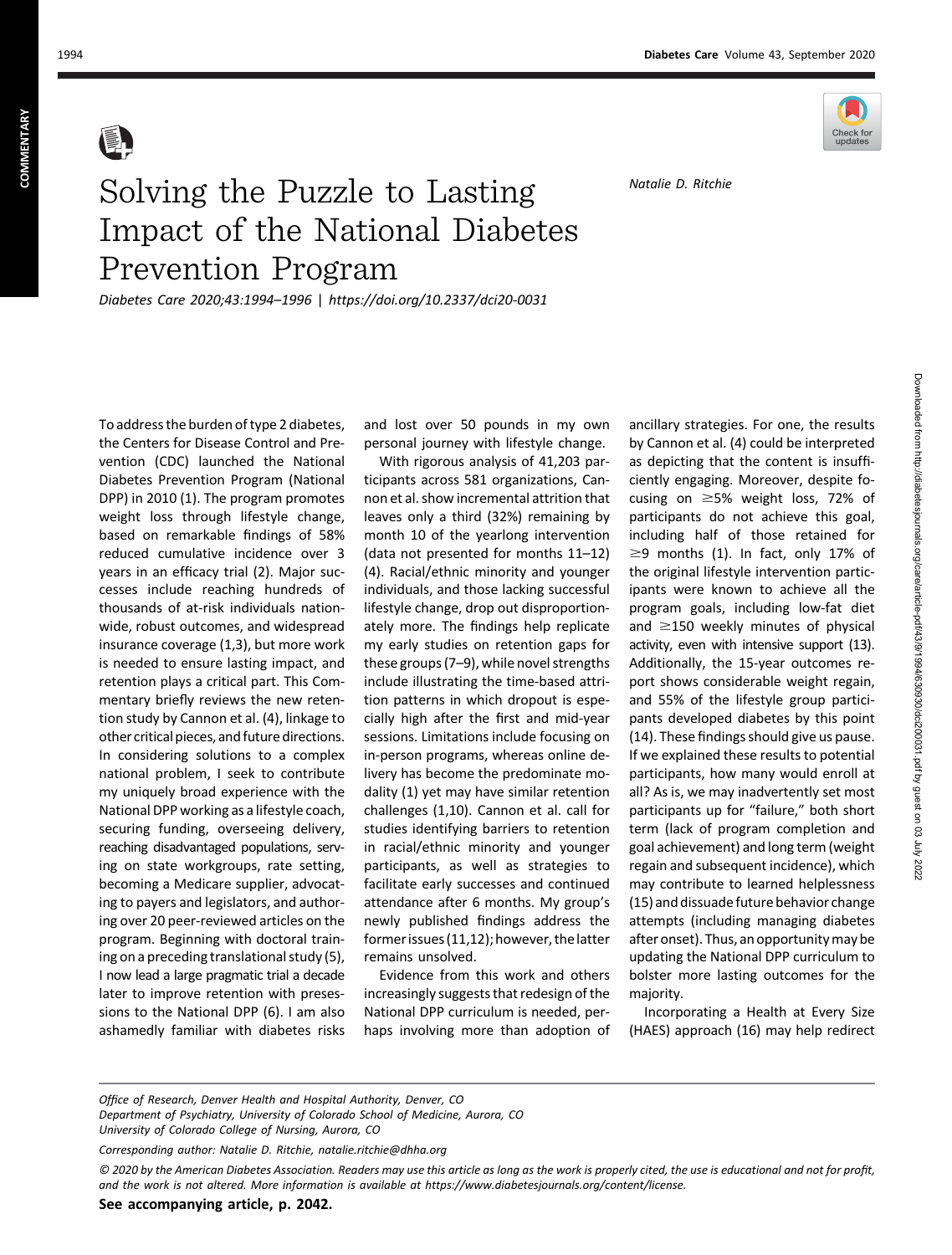COMMENTARY

# Solving the Puzzle to Lasting Impact of the National Diabetes Prevention Program

*Diabetes Care 2020;43:1994–1996 | https://doi.org/10.2337/dci20-0031*

*Natalie D. Ritchie*

To address the burden of type 2 diabetes, the Centers for Disease Control and Prevention (CDC) launched the National Diabetes Prevention Program (National DPP) in 2010 (1). The program promotes weight loss through lifestyle change, based on remarkable findings of 58% reduced cumulative incidence over 3 years in an efficacy trial (2). Major successes include reaching hundreds of thousands of at-risk individuals nationwide, robust outcomes, and widespread insurance coverage (1,3), but more work is needed to ensure lasting impact, and retention plays a critical part. This Commentary briefly reviews the new retention study by Cannon et al. (4), linkage to other critical pieces, and future directions. In considering solutions to a complex national problem, I seek to contribute my uniquely broad experience with the National DPP working as a lifestyle coach, securing funding, overseeing delivery, reaching disadvantaged populations, serving on state workgroups, rate setting, becoming a Medicare supplier, advocating to payers and legislators, and authoring over 20 peer-reviewed articles on the program. Beginning with doctoral training on a preceding translational study (5), I now lead a large pragmatic trial a decade later to improve retention with presessions to the National DPP (6). I am also ashamedly familiar with diabetes risks and lost over 50 pounds in my own personal journey with lifestyle change.

With rigorous analysis of 41,203 participants across 581 organizations, Cannon et al. show incremental attrition that leaves only a third (32%) remaining by month 10 of the yearlong intervention (data not presented for months 11–12) (4). Racial/ethnic minority and younger individuals, and those lacking successful lifestyle change, drop out disproportionately more. The findings help replicate my early studies on retention gaps for these groups (7–9), while novel strengths include illustrating the time-based attrition patterns in which dropout is especially high after the first and mid-year sessions. Limitations include focusing on in-person programs, whereas online delivery has become the predominate modality (1) yet may have similar retention challenges (1,10). Cannon et al. call for studies identifying barriers to retention in racial/ethnic minority and younger participants, as well as strategies to facilitate early successes and continued attendance after 6 months. My group's newly published findings address the former issues (11,12); however, the latter remains unsolved.

Evidence from this work and others increasingly suggests that redesign of the National DPP curriculum is needed, perhaps involving more than adoption of ancillary strategies. For one, the results by Cannon et al. (4) could be interpreted as depicting that the content is insufficiently engaging. Moreover, despite focusing on ≥5% weight loss, 72% of participants do not achieve this goal, including half of those retained for ≥9 months (1). In fact, only 17% of the original lifestyle intervention participants were known to achieve all the program goals, including low-fat diet and ≥150 weekly minutes of physical activity, even with intensive support (13). Additionally, the 15-year outcomes report shows considerable weight regain, and 55% of the lifestyle group participants developed diabetes by this point (14). These findings should give us pause. If we explained these results to potential participants, how many would enroll at all? As is, we may inadvertently set most participants up for "failure," both short term (lack of program completion and goal achievement) and long term (weight regain and subsequent incidence), which may contribute to learned helplessness (15) and dissuade future behavior change attempts (including managing diabetes after onset). Thus, an opportunity may be updating the National DPP curriculum to bolster more lasting outcomes for the majority.

Incorporating a Health at Every Size (HAES) approach (16) may help redirect

*Office of Research, Denver Health and Hospital Authority, Denver, CO*
*Department of Psychiatry, University of Colorado School of Medicine, Aurora, CO*
*University of Colorado College of Nursing, Aurora, CO*

*Corresponding author: Natalie D. Ritchie, natalie.ritchie@dhha.org*

*© 2020 by the American Diabetes Association. Readers may use this article as long as the work is properly cited, the use is educational and not for profit, and the work is not altered. More information is available at https://www.diabetesjournals.org/content/license.*

**See accompanying article, p. 2042.**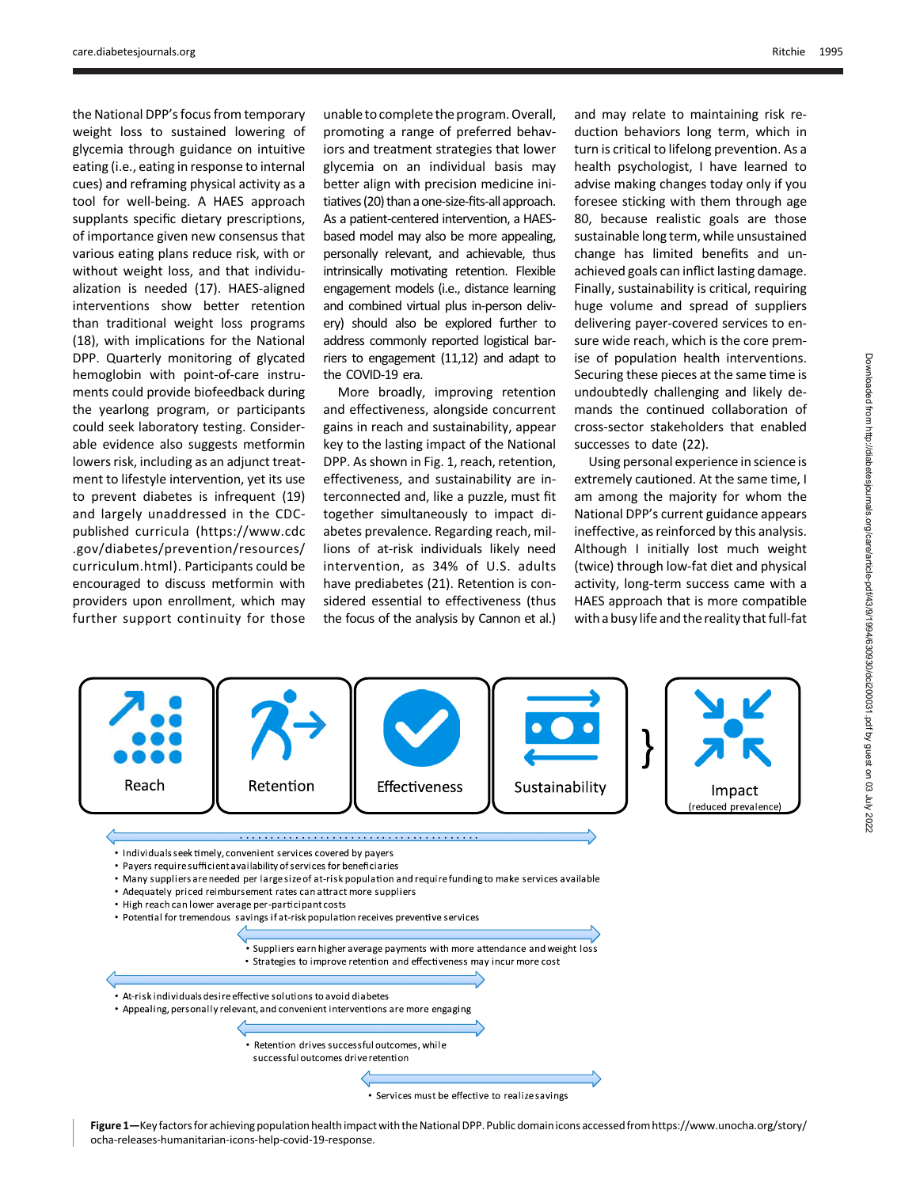the National DPP's focus from temporary weight loss to sustained lowering of glycemia through guidance on intuitive eating (i.e., eating in response to internal cues) and reframing physical activity as a tool for well-being. A HAES approach supplants specific dietary prescriptions, of importance given new consensus that various eating plans reduce risk, with or without weight loss, and that individualization is needed (17). HAES-aligned interventions show better retention than traditional weight loss programs (18), with implications for the National DPP. Quarterly monitoring of glycated hemoglobin with point-of-care instruments could provide biofeedback during the yearlong program, or participants could seek laboratory testing. Considerable evidence also suggests metformin lowers risk, including as an adjunct treatment to lifestyle intervention, yet its use to prevent diabetes is infrequent (19) and largely unaddressed in the CDC-published curricula (https://www.cdc.gov/diabetes/prevention/resources/curriculum.html). Participants could be encouraged to discuss metformin with providers upon enrollment, which may further support continuity for those unable to complete the program. Overall, promoting a range of preferred behaviors and treatment strategies that lower glycemia on an individual basis may better align with precision medicine initiatives (20) than a one-size-fits-all approach. As a patient-centered intervention, a HAES-based model may also be more appealing, personally relevant, and achievable, thus intrinsically motivating retention. Flexible engagement models (i.e., distance learning and combined virtual plus in-person delivery) should be also be explored further to address commonly reported logistical barriers to engagement (11,12) and adapt to the COVID-19 era.

More broadly, improving retention and effectiveness, alongside concurrent gains in reach and sustainability, appear key to the lasting impact of the National DPP. As shown in Fig. 1, reach, retention, effectiveness, and sustainability are interconnected and, like a puzzle, must fit together simultaneously to impact diabetes prevalence. Regarding reach, millions of at-risk individuals likely need intervention, as 34% of U.S. adults have prediabetes (21). Retention is considered essential to effectiveness (thus the focus of the analysis by Cannon et al.) and may relate to maintaining risk reduction behaviors long term, which in turn is critical to lifelong prevention. As a health psychologist, I have learned to advise making changes today only if you foresee sticking with them through age 80, because realistic goals are those sustainable long term, while unsustained change has limited benefits and unachieved goals can inflict lasting damage. Finally, sustainability is critical, requiring huge volume and spread of suppliers delivering payer-covered services to ensure wide reach, which is the core premise of population health interventions. Securing these pieces at the same time is undoubtedly challenging and likely demands the continued collaboration of cross-sector stakeholders that enabled successes to date (22).

Using personal experience in science is extremely cautioned. At the same time, I am among the majority for whom the National DPP's current guidance appears ineffective, as reinforced by this analysis. Although I initially lost much weight (twice) through low-fat diet and physical activity, long-term success came with a HAES approach that is more compatible with a busy life and the reality that full-fat

Reach | Retention | Effectiveness | Sustainability } Impact (reduced prevalence)

- Individuals seek timely, convenient services covered by payers
- Payers require sufficient availability of services for beneficiaries
- Many suppliers are needed per large size of at-risk population and require funding to make services available
- Adequately priced reimbursement rates can attract more suppliers
- High reach can lower average per-participant costs
- Potential for tremendous savings if at-risk population receives preventive services

- Suppliers earn higher average payments with more attendance and weight loss
- Strategies to improve retention and effectiveness may incur more cost

- At-risk individuals desire effective solutions to avoid diabetes
- Appealing, personally relevant, and convenient interventions are more engaging

- Retention drives successful outcomes, while successful outcomes drive retention

- Services must be effective to realize savings

**Figure 1**—Key factors for achieving population health impact with the National DPP. Public domain icons accessed from https://www.unocha.org/story/ocha-releases-humanitarian-icons-help-covid-19-response.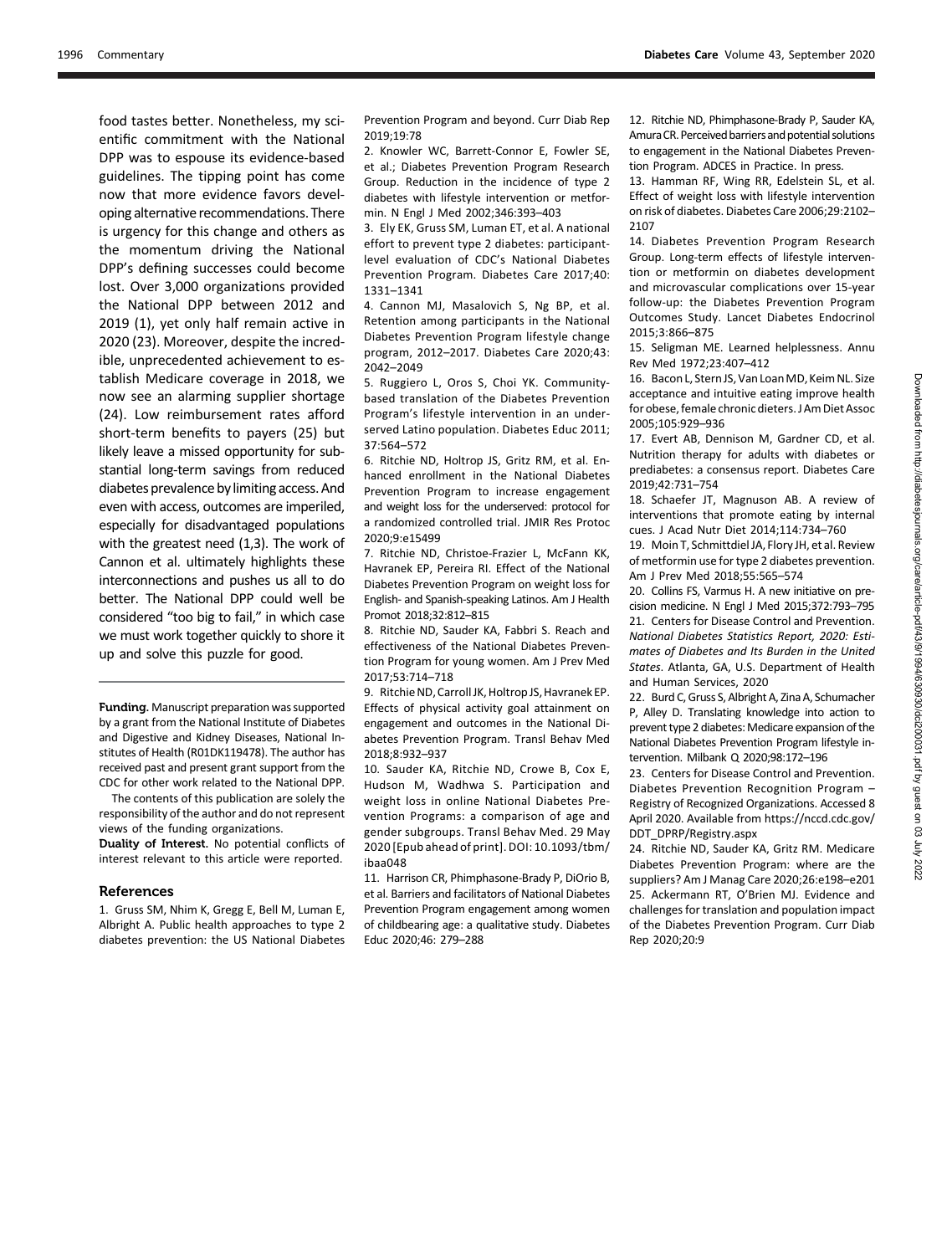food tastes better. Nonetheless, my scientific commitment with the National DPP was to espouse its evidence-based guidelines. The tipping point has come now that more evidence favors developing alternative recommendations. There is urgency for this change and others as the momentum driving the National DPP's defining successes could become lost. Over 3,000 organizations provided the National DPP between 2012 and 2019 (1), yet only half remain active in 2020 (23). Moreover, despite the incredible, unprecedented achievement to establish Medicare coverage in 2018, we now see an alarming supplier shortage (24). Low reimbursement rates afford short-term benefits to payers (25) but likely leave a missed opportunity for substantial long-term savings from reduced diabetes prevalence by limiting access. And even with access, outcomes are imperiled, especially for disadvantaged populations with the greatest need (1,3). The work of Cannon et al. ultimately highlights these interconnections and pushes us all to do better. The National DPP could well be considered "too big to fail," in which case we must work together quickly to shore it up and solve this puzzle for good.

**Funding.** Manuscript preparation was supported by a grant from the National Institute of Diabetes and Digestive and Kidney Diseases, National Institutes of Health (R01DK119478). The author has received past and present grant support from the CDC for other work related to the National DPP.

The contents of this publication are solely the responsibility of the author and do not represent views of the funding organizations.

**Duality of Interest.** No potential conflicts of interest relevant to this article were reported.

## References

1. Gruss SM, Nhim K, Gregg E, Bell M, Luman E, Albright A. Public health approaches to type 2 diabetes prevention: the US National Diabetes Prevention Program and beyond. Curr Diab Rep 2019;19:78
2. Knowler WC, Barrett-Connor E, Fowler SE, et al.; Diabetes Prevention Program Research Group. Reduction in the incidence of type 2 diabetes with lifestyle intervention or metformin. N Engl J Med 2002;346:393–403
3. Ely EK, Gruss SM, Luman ET, et al. A national effort to prevent type 2 diabetes: participant-level evaluation of CDC's National Diabetes Prevention Program. Diabetes Care 2017;40:1331–1341
4. Cannon MJ, Masalovich S, Ng BP, et al. Retention among participants in the National Diabetes Prevention Program lifestyle change program, 2012–2017. Diabetes Care 2020;43:2042–2049
5. Ruggiero L, Oros S, Choi YK. Community-based translation of the Diabetes Prevention Program's lifestyle intervention in an underserved Latino population. Diabetes Educ 2011;37:564–572
6. Ritchie ND, Holtrop JS, Gritz RM, et al. Enhanced enrollment in the National Diabetes Prevention Program to increase engagement and weight loss for the underserved: protocol for a randomized controlled trial. JMIR Res Protoc 2020;9:e15499
7. Ritchie ND, Christoe-Frazier L, McFann KK, Havranek EP, Pereira RI. Effect of the National Diabetes Prevention Program on weight loss for English- and Spanish-speaking Latinos. Am J Health Promot 2018;32:812–815
8. Ritchie ND, Sauder KA, Fabbri S. Reach and effectiveness of the National Diabetes Prevention Program for young women. Am J Prev Med 2017;53:714–718
9. Ritchie ND, Carroll JK, Holtrop JS, Havranek EP. Effects of physical activity goal attainment on engagement and outcomes in the National Diabetes Prevention Program. Transl Behav Med 2018;8:932–937
10. Sauder KA, Ritchie ND, Crowe B, Cox E, Hudson M, Wadhwa S. Participation and weight loss in online National Diabetes Prevention Programs: a comparison of age and gender subgroups. Transl Behav Med. 29 May 2020 [Epub ahead of print]. DOI: 10.1093/tbm/ibaa048
11. Harrison CR, Phimphasone-Brady P, DiOrio B, et al. Barriers and facilitators of National Diabetes Prevention Program engagement among women of childbearing age: a qualitative study. Diabetes Educ 2020;46: 279–288
12. Ritchie ND, Phimphasone-Brady P, Sauder KA, Amura CR. Perceived barriers and potential solutions to engagement in the National Diabetes Prevention Program. ADCES in Practice. In press.
13. Hamman RF, Wing RR, Edelstein SL, et al. Effect of weight loss with lifestyle intervention on risk of diabetes. Diabetes Care 2006;29:2102–2107
14. Diabetes Prevention Program Research Group. Long-term effects of lifestyle intervention or metformin on diabetes development and microvascular complications over 15-year follow-up: the Diabetes Prevention Program Outcomes Study. Lancet Diabetes Endocrinol 2015;3:866–875
15. Seligman ME. Learned helplessness. Annu Rev Med 1972;23:407–412
16. Bacon L, Stern JS, Van Loan MD, Keim NL. Size acceptance and intuitive eating improve health for obese, female chronic dieters. J Am Diet Assoc 2005;105:929–936
17. Evert AB, Dennison M, Gardner CD, et al. Nutrition therapy for adults with diabetes or prediabetes: a consensus report. Diabetes Care 2019;42:731–754
18. Schaefer JT, Magnuson AB. A review of interventions that promote eating by internal cues. J Acad Nutr Diet 2014;114:734–760
19. Moin T, Schmittdiel JA, Flory JH, et al. Review of metformin use for type 2 diabetes prevention. Am J Prev Med 2018;55:565–574
20. Collins FS, Varmus H. A new initiative on precision medicine. N Engl J Med 2015;372:793–795
21. Centers for Disease Control and Prevention. *National Diabetes Statistics Report, 2020: Estimates of Diabetes and Its Burden in the United States*. Atlanta, GA, U.S. Department of Health and Human Services, 2020
22. Burd C, Gruss S, Albright A, Zina A, Schumacher P, Alley D. Translating knowledge into action to prevent type 2 diabetes: Medicare expansion of the National Diabetes Prevention Program lifestyle intervention. Milbank Q 2020;98:172–196
23. Centers for Disease Control and Prevention. Diabetes Prevention Recognition Program – Registry of Recognized Organizations. Accessed 8 April 2020. Available from https://nccd.cdc.gov/DDT_DPRP/Registry.aspx
24. Ritchie ND, Sauder KA, Gritz RM. Medicare Diabetes Prevention Program: where are the suppliers? Am J Manag Care 2020;26:e198–e201
25. Ackermann RT, O'Brien MJ. Evidence and challenges for translation and population impact of the Diabetes Prevention Program. Curr Diab Rep 2020;20:9